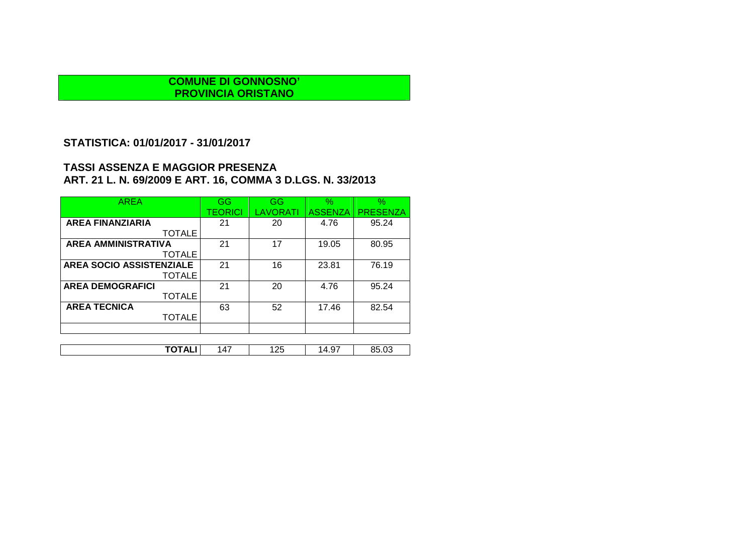**COMUNE DI GONNOSNO'**
**PROVINCIA ORISTANO**

## STATISTICA: 01/01/2017 - 31/01/2017

## TASSI ASSENZA E MAGGIOR PRESENZA
## ART. 21 L. N. 69/2009 E ART. 16, COMMA 3 D.LGS. N. 33/2013

| AREA | GG TEORICI | GG LAVORATI | % ASSENZA | % PRESENZA |
|---|---|---|---|---|
| **AREA FINANZIARIA** TOTALE | 21 | 20 | 4.76 | 95.24 |
| **AREA AMMINISTRATIVA** TOTALE | 21 | 17 | 19.05 | 80.95 |
| **AREA SOCIO ASSISTENZIALE** TOTALE | 21 | 16 | 23.81 | 76.19 |
| **AREA DEMOGRAFICI** TOTALE | 21 | 20 | 4.76 | 95.24 |
| **AREA TECNICA** TOTALE | 63 | 52 | 17.46 | 82.54 |
| | | | | |
| **TOTALI** | 147 | 125 | 14.97 | 85.03 |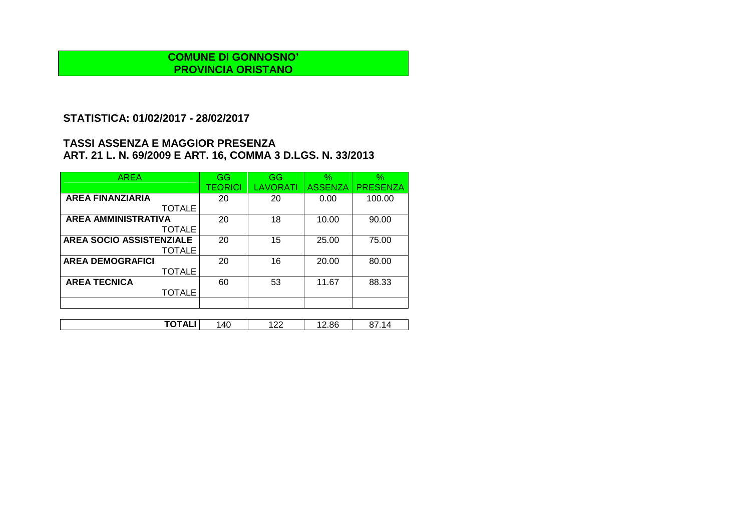**COMUNE DI GONNOSNO'**
**PROVINCIA ORISTANO**

## STATISTICA: 01/02/2017 - 28/02/2017

## TASSI ASSENZA E MAGGIOR PRESENZA
## ART. 21 L. N. 69/2009 E ART. 16, COMMA 3 D.LGS. N. 33/2013

| AREA | GG TEORICI | GG LAVORATI | % ASSENZA | % PRESENZA |
|---|---|---|---|---|
| **AREA FINANZIARIA** TOTALE | 20 | 20 | 0.00 | 100.00 |
| **AREA AMMINISTRATIVA** TOTALE | 20 | 18 | 10.00 | 90.00 |
| **AREA SOCIO ASSISTENZIALE** TOTALE | 20 | 15 | 25.00 | 75.00 |
| **AREA DEMOGRAFICI** TOTALE | 20 | 16 | 20.00 | 80.00 |
| **AREA TECNICA** TOTALE | 60 | 53 | 11.67 | 88.33 |
| | | | | |
| **TOTALI** | 140 | 122 | 12.86 | 87.14 |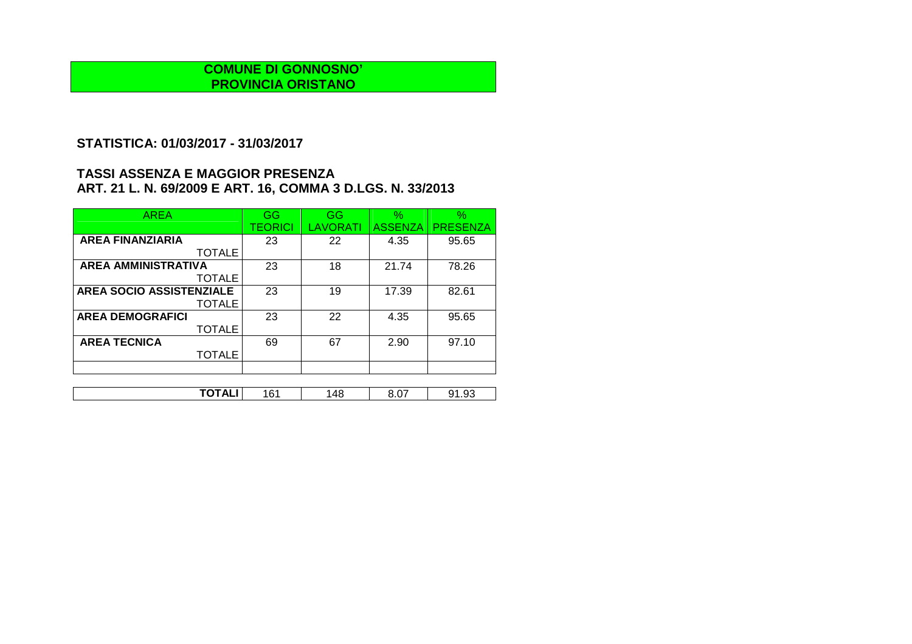**COMUNE DI GONNOSNO'**
**PROVINCIA ORISTANO**

## STATISTICA: 01/03/2017 - 31/03/2017

## TASSI ASSENZA E MAGGIOR PRESENZA
## ART. 21 L. N. 69/2009 E ART. 16, COMMA 3 D.LGS. N. 33/2013

| AREA | GG TEORICI | GG LAVORATI | % ASSENZA | % PRESENZA |
|---|---|---|---|---|
| **AREA FINANZIARIA** TOTALE | 23 | 22 | 4.35 | 95.65 |
| **AREA AMMINISTRATIVA** TOTALE | 23 | 18 | 21.74 | 78.26 |
| **AREA SOCIO ASSISTENZIALE** TOTALE | 23 | 19 | 17.39 | 82.61 |
| **AREA DEMOGRAFICI** TOTALE | 23 | 22 | 4.35 | 95.65 |
| **AREA TECNICA** TOTALE | 69 | 67 | 2.90 | 97.10 |
| | | | | |
| **TOTALI** | 161 | 148 | 8.07 | 91.93 |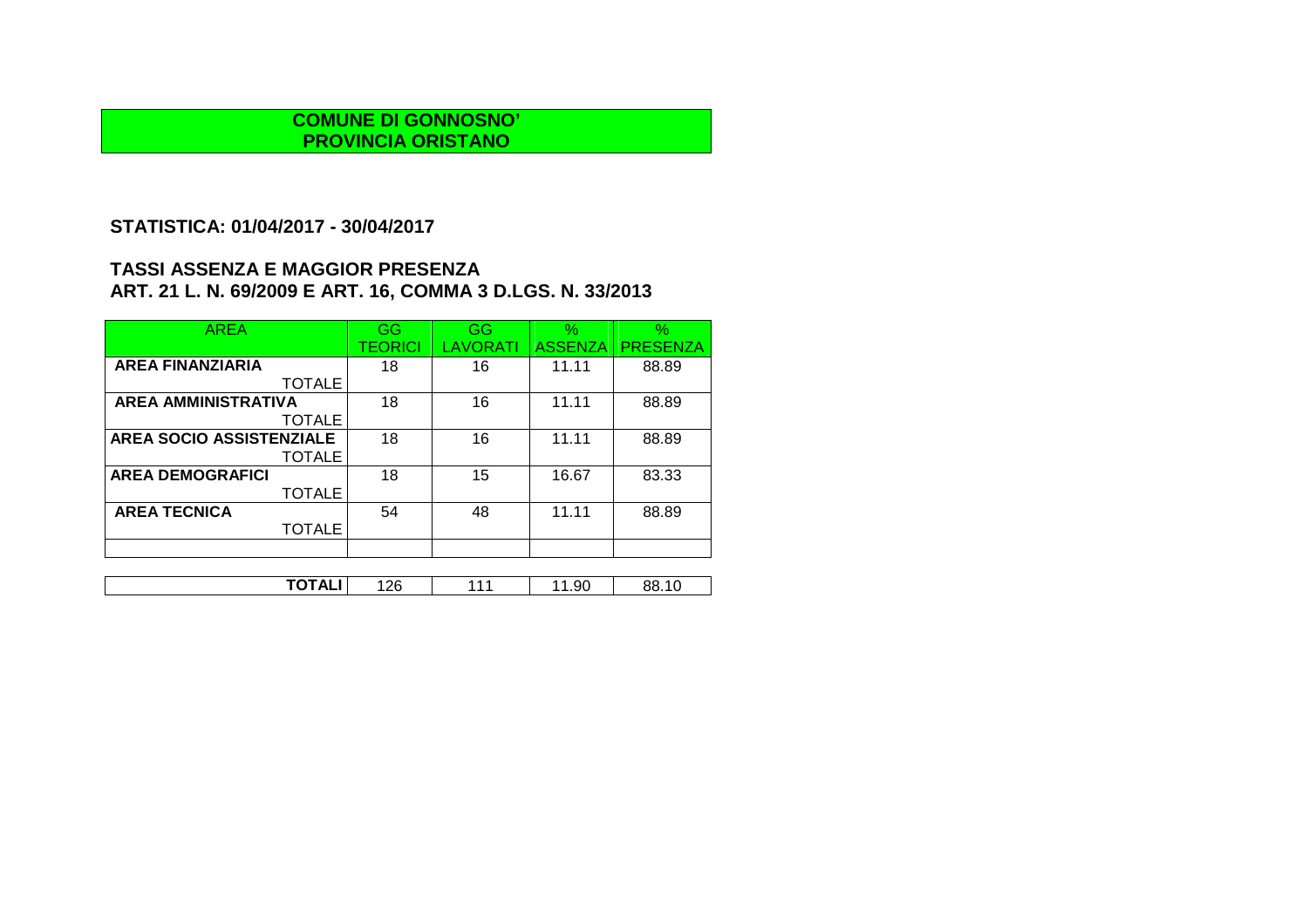**COMUNE DI GONNOSNO'**
**PROVINCIA ORISTANO**

## STATISTICA: 01/04/2017 - 30/04/2017

## TASSI ASSENZA E MAGGIOR PRESENZA
## ART. 21 L. N. 69/2009 E ART. 16, COMMA 3 D.LGS. N. 33/2013

| AREA | GG TEORICI | GG LAVORATI | % ASSENZA | % PRESENZA |
|---|---|---|---|---|
| **AREA FINANZIARIA** TOTALE | 18 | 16 | 11.11 | 88.89 |
| **AREA AMMINISTRATIVA** TOTALE | 18 | 16 | 11.11 | 88.89 |
| **AREA SOCIO ASSISTENZIALE** TOTALE | 18 | 16 | 11.11 | 88.89 |
| **AREA DEMOGRAFICI** TOTALE | 18 | 15 | 16.67 | 83.33 |
| **AREA TECNICA** TOTALE | 54 | 48 | 11.11 | 88.89 |
| | | | | |
| **TOTALI** | 126 | 111 | 11.90 | 88.10 |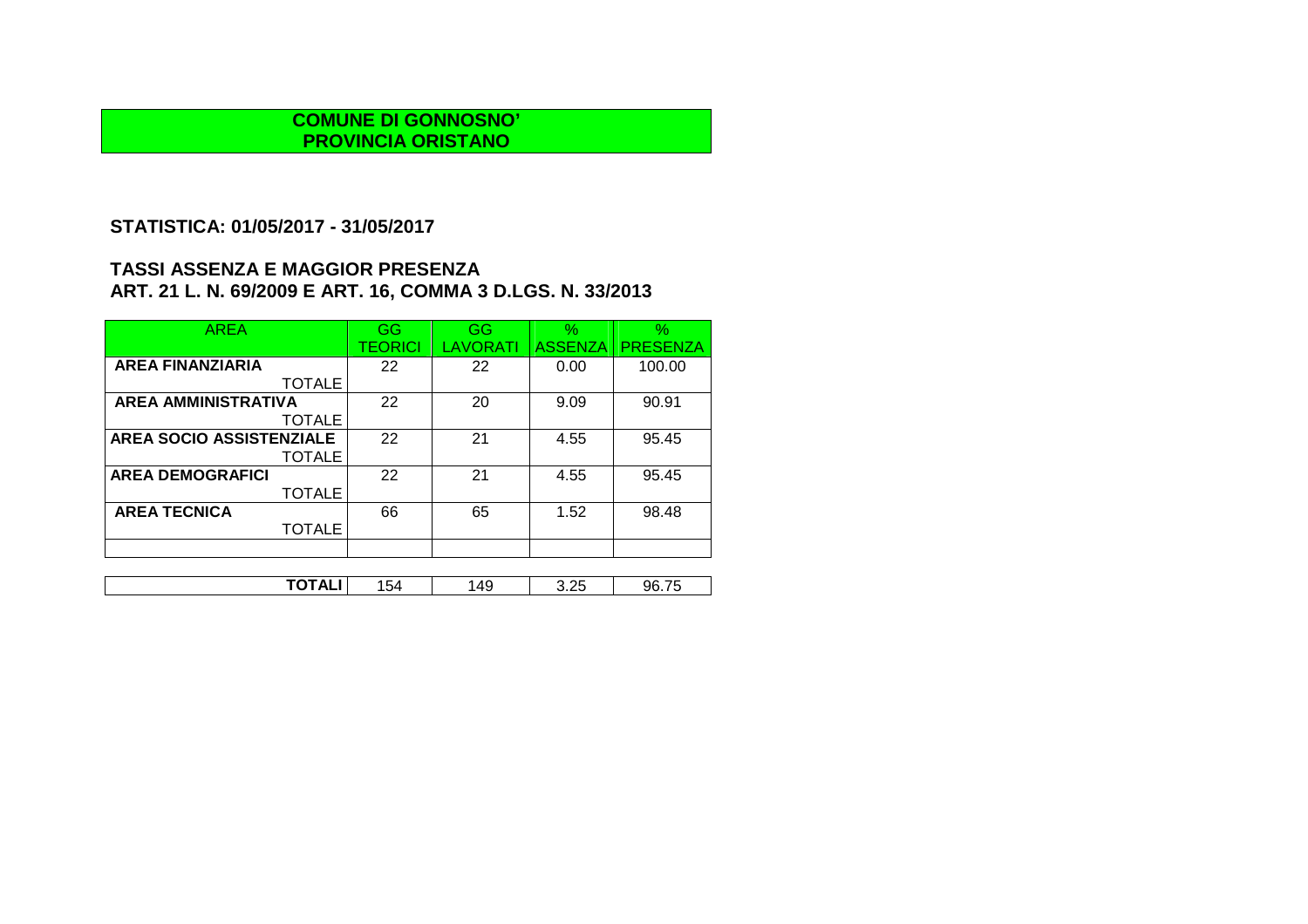**COMUNE DI GONNOSNO'**
**PROVINCIA ORISTANO**

## STATISTICA: 01/05/2017 - 31/05/2017

## TASSI ASSENZA E MAGGIOR PRESENZA
## ART. 21 L. N. 69/2009 E ART. 16, COMMA 3 D.LGS. N. 33/2013

| AREA | GG TEORICI | GG LAVORATI | % ASSENZA | % PRESENZA |
|---|---|---|---|---|
| **AREA FINANZIARIA** TOTALE | 22 | 22 | 0.00 | 100.00 |
| **AREA AMMINISTRATIVA** TOTALE | 22 | 20 | 9.09 | 90.91 |
| **AREA SOCIO ASSISTENZIALE** TOTALE | 22 | 21 | 4.55 | 95.45 |
| **AREA DEMOGRAFICI** TOTALE | 22 | 21 | 4.55 | 95.45 |
| **AREA TECNICA** TOTALE | 66 | 65 | 1.52 | 98.48 |
| | | | | |
| **TOTALI** | 154 | 149 | 3.25 | 96.75 |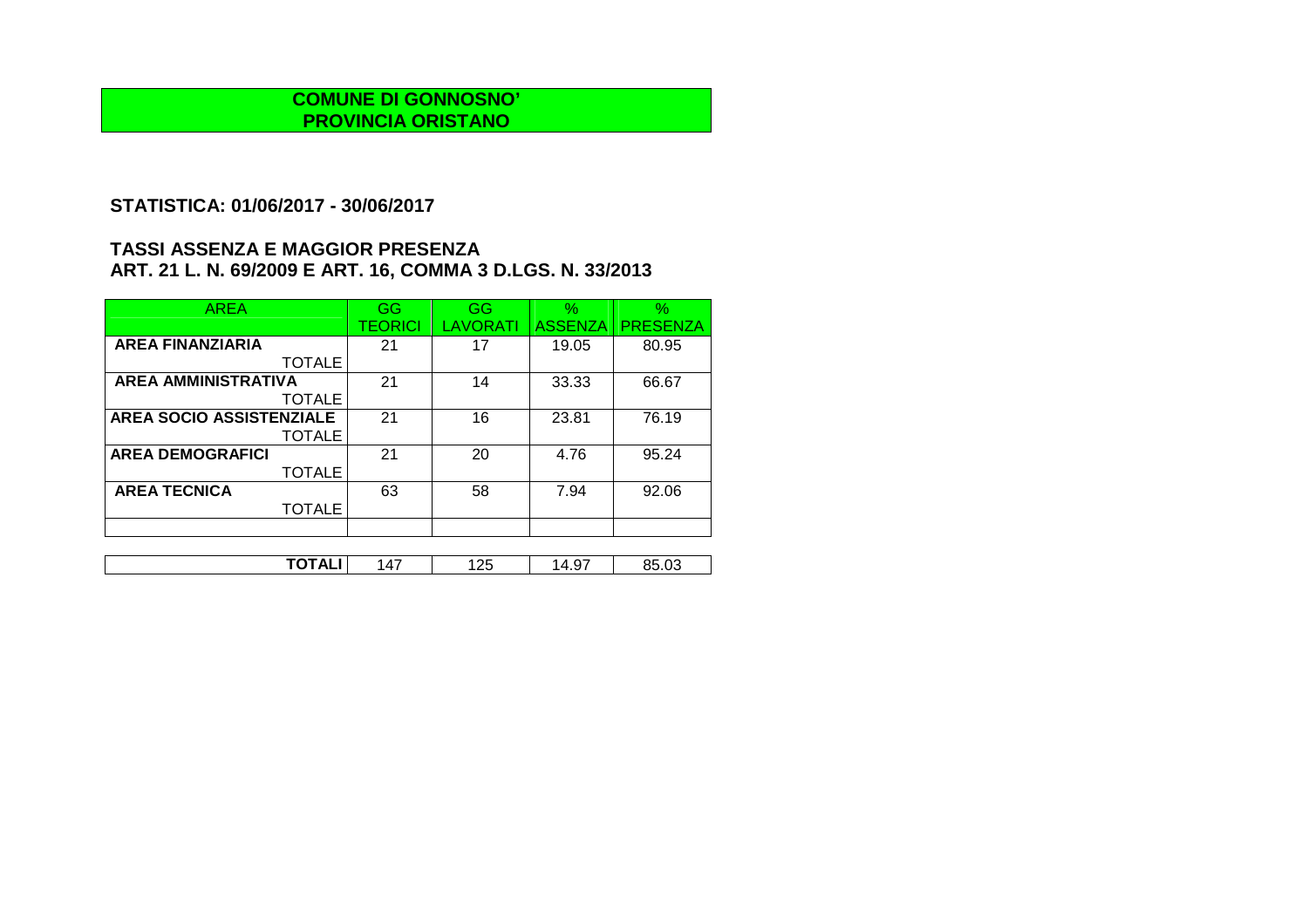**COMUNE DI GONNOSNO'**
**PROVINCIA ORISTANO**

## STATISTICA: 01/06/2017 - 30/06/2017

## TASSI ASSENZA E MAGGIOR PRESENZA
## ART. 21 L. N. 69/2009 E ART. 16, COMMA 3 D.LGS. N. 33/2013

| AREA | GG TEORICI | GG LAVORATI | % ASSENZA | % PRESENZA |
|---|---|---|---|---|
| **AREA FINANZIARIA** TOTALE | 21 | 17 | 19.05 | 80.95 |
| **AREA AMMINISTRATIVA** TOTALE | 21 | 14 | 33.33 | 66.67 |
| **AREA SOCIO ASSISTENZIALE** TOTALE | 21 | 16 | 23.81 | 76.19 |
| **AREA DEMOGRAFICI** TOTALE | 21 | 20 | 4.76 | 95.24 |
| **AREA TECNICA** TOTALE | 63 | 58 | 7.94 | 92.06 |
| | | | | |
| **TOTALI** | 147 | 125 | 14.97 | 85.03 |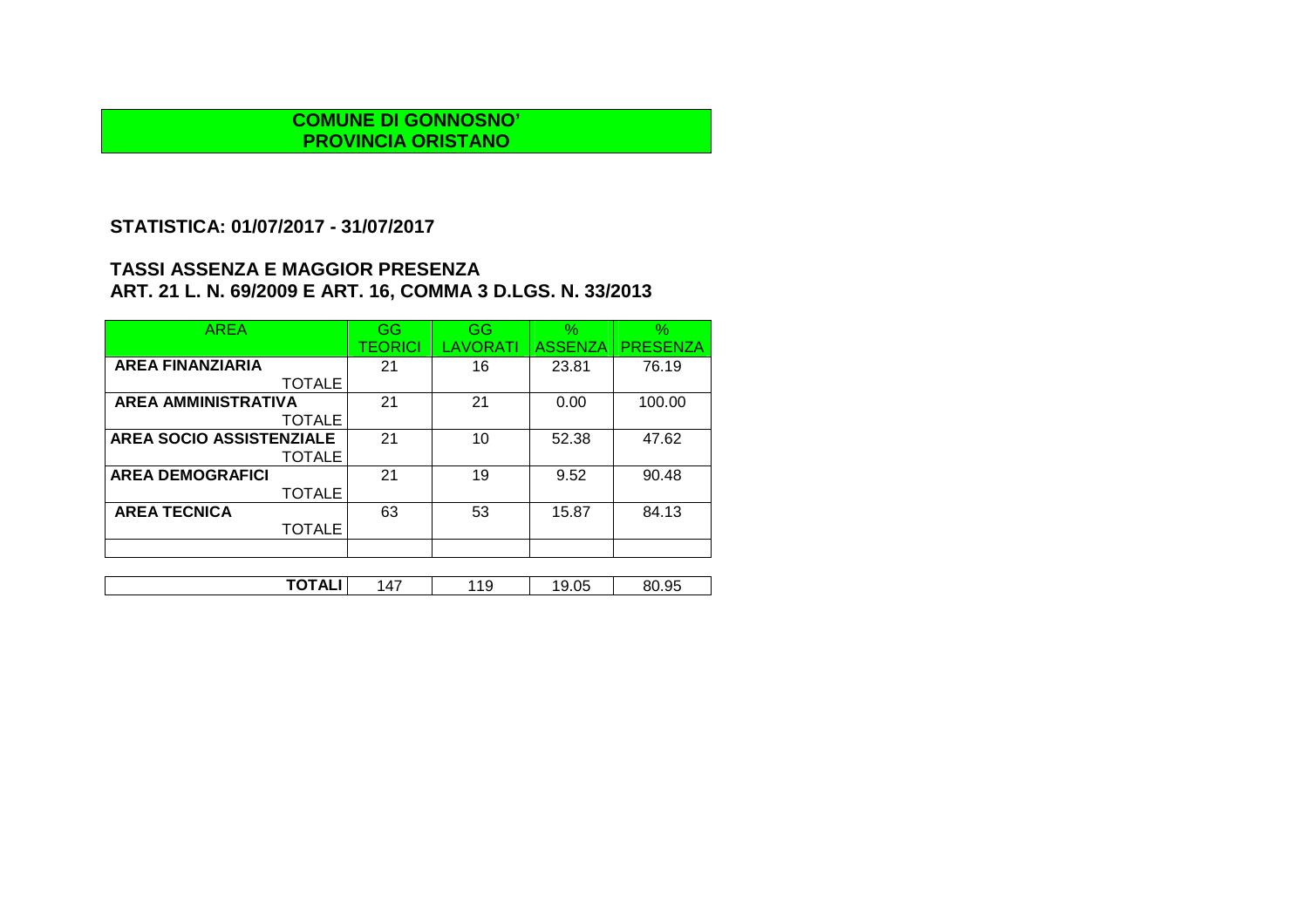**COMUNE DI GONNOSNO'**
**PROVINCIA ORISTANO**

## STATISTICA: 01/07/2017 - 31/07/2017

## TASSI ASSENZA E MAGGIOR PRESENZA
## ART. 21 L. N. 69/2009 E ART. 16, COMMA 3 D.LGS. N. 33/2013

| AREA | GG TEORICI | GG LAVORATI | % ASSENZA | % PRESENZA |
|---|---|---|---|---|
| **AREA FINANZIARIA** TOTALE | 21 | 16 | 23.81 | 76.19 |
| **AREA AMMINISTRATIVA** TOTALE | 21 | 21 | 0.00 | 100.00 |
| **AREA SOCIO ASSISTENZIALE** TOTALE | 21 | 10 | 52.38 | 47.62 |
| **AREA DEMOGRAFICI** TOTALE | 21 | 19 | 9.52 | 90.48 |
| **AREA TECNICA** TOTALE | 63 | 53 | 15.87 | 84.13 |
| | | | | |
| **TOTALI** | 147 | 119 | 19.05 | 80.95 |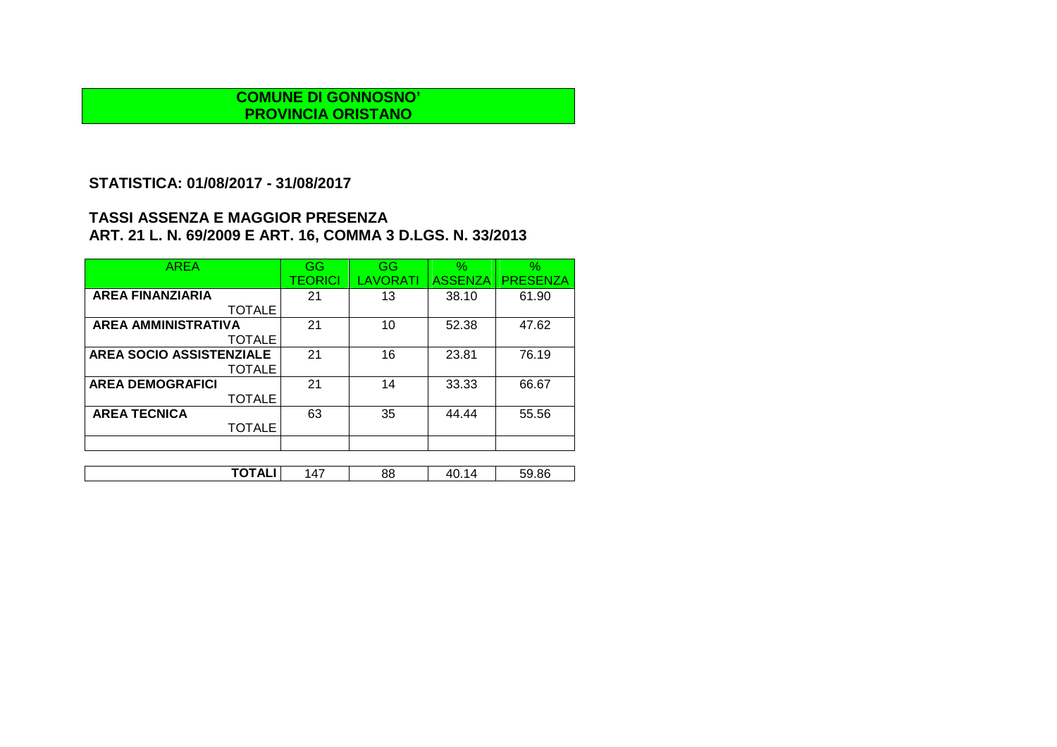**COMUNE DI GONNOSNO'**
**PROVINCIA ORISTANO**

## STATISTICA: 01/08/2017 - 31/08/2017

## TASSI ASSENZA E MAGGIOR PRESENZA
## ART. 21 L. N. 69/2009 E ART. 16, COMMA 3 D.LGS. N. 33/2013

| AREA | GG TEORICI | GG LAVORATI | % ASSENZA | % PRESENZA |
|---|---|---|---|---|
| **AREA FINANZIARIA** TOTALE | 21 | 13 | 38.10 | 61.90 |
| **AREA AMMINISTRATIVA** TOTALE | 21 | 10 | 52.38 | 47.62 |
| **AREA SOCIO ASSISTENZIALE** TOTALE | 21 | 16 | 23.81 | 76.19 |
| **AREA DEMOGRAFICI** TOTALE | 21 | 14 | 33.33 | 66.67 |
| **AREA TECNICA** TOTALE | 63 | 35 | 44.44 | 55.56 |
| | | | | |
| **TOTALI** | 147 | 88 | 40.14 | 59.86 |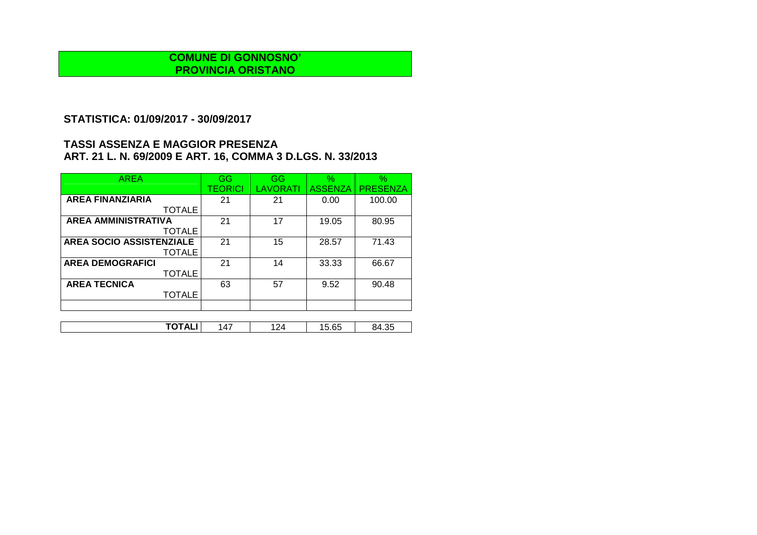**COMUNE DI GONNOSNO'**
**PROVINCIA ORISTANO**

## STATISTICA: 01/09/2017 - 30/09/2017

## TASSI ASSENZA E MAGGIOR PRESENZA
## ART. 21 L. N. 69/2009 E ART. 16, COMMA 3 D.LGS. N. 33/2013

| AREA | GG TEORICI | GG LAVORATI | % ASSENZA | % PRESENZA |
|---|---|---|---|---|
| **AREA FINANZIARIA** TOTALE | 21 | 21 | 0.00 | 100.00 |
| **AREA AMMINISTRATIVA** TOTALE | 21 | 17 | 19.05 | 80.95 |
| **AREA SOCIO ASSISTENZIALE** TOTALE | 21 | 15 | 28.57 | 71.43 |
| **AREA DEMOGRAFICI** TOTALE | 21 | 14 | 33.33 | 66.67 |
| **AREA TECNICA** TOTALE | 63 | 57 | 9.52 | 90.48 |
| | | | | |
| **TOTALI** | 147 | 124 | 15.65 | 84.35 |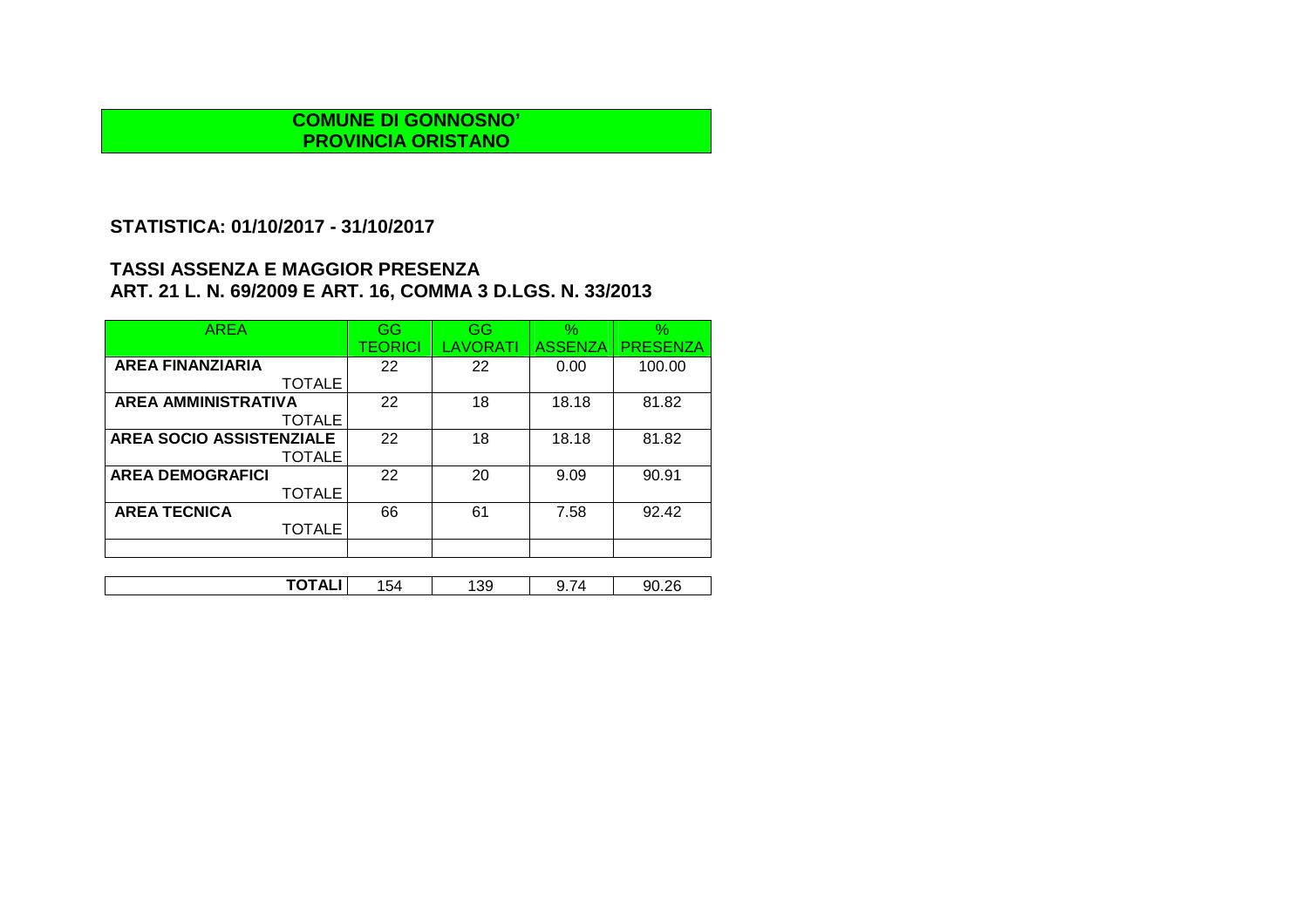**COMUNE DI GONNOSNO'**
**PROVINCIA ORISTANO**

## STATISTICA: 01/10/2017 - 31/10/2017

## TASSI ASSENZA E MAGGIOR PRESENZA
## ART. 21 L. N. 69/2009 E ART. 16, COMMA 3 D.LGS. N. 33/2013

| AREA | GG TEORICI | GG LAVORATI | % ASSENZA | % PRESENZA |
|---|---|---|---|---|
| **AREA FINANZIARIA** TOTALE | 22 | 22 | 0.00 | 100.00 |
| **AREA AMMINISTRATIVA** TOTALE | 22 | 18 | 18.18 | 81.82 |
| **AREA SOCIO ASSISTENZIALE** TOTALE | 22 | 18 | 18.18 | 81.82 |
| **AREA DEMOGRAFICI** TOTALE | 22 | 20 | 9.09 | 90.91 |
| **AREA TECNICA** TOTALE | 66 | 61 | 7.58 | 92.42 |
| | | | | |
| **TOTALI** | 154 | 139 | 9.74 | 90.26 |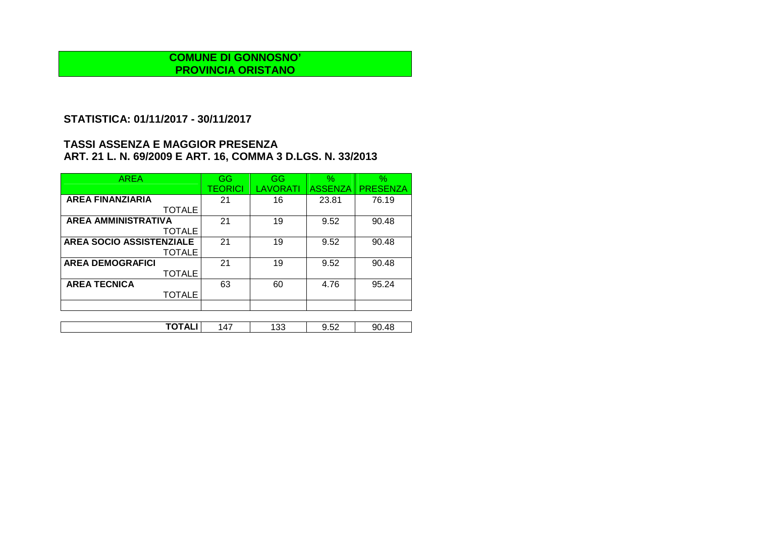**COMUNE DI GONNOSNO'**
**PROVINCIA ORISTANO**

## STATISTICA: 01/11/2017 - 30/11/2017

## TASSI ASSENZA E MAGGIOR PRESENZA
## ART. 21 L. N. 69/2009 E ART. 16, COMMA 3 D.LGS. N. 33/2013

| AREA | GG TEORICI | GG LAVORATI | % ASSENZA | % PRESENZA |
|---|---|---|---|---|
| **AREA FINANZIARIA** TOTALE | 21 | 16 | 23.81 | 76.19 |
| **AREA AMMINISTRATIVA** TOTALE | 21 | 19 | 9.52 | 90.48 |
| **AREA SOCIO ASSISTENZIALE** TOTALE | 21 | 19 | 9.52 | 90.48 |
| **AREA DEMOGRAFICI** TOTALE | 21 | 19 | 9.52 | 90.48 |
| **AREA TECNICA** TOTALE | 63 | 60 | 4.76 | 95.24 |
| | | | | |
| **TOTALI** | 147 | 133 | 9.52 | 90.48 |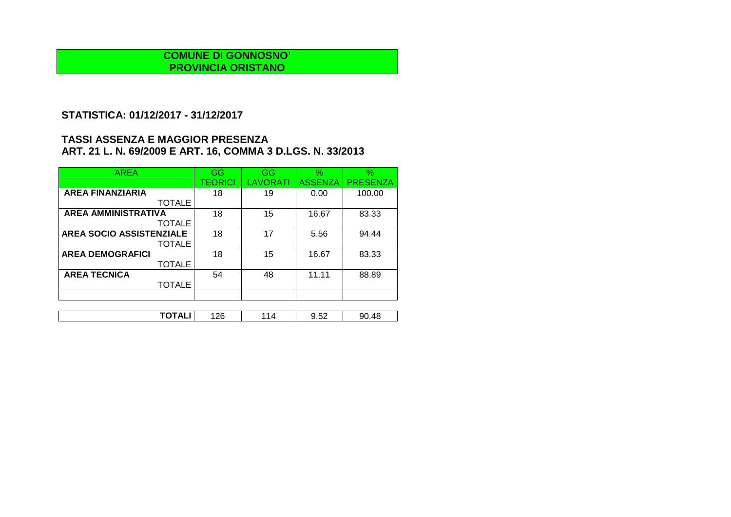**COMUNE DI GONNOSNO'**
**PROVINCIA ORISTANO**

## STATISTICA: 01/12/2017 - 31/12/2017

## TASSI ASSENZA E MAGGIOR PRESENZA
## ART. 21 L. N. 69/2009 E ART. 16, COMMA 3 D.LGS. N. 33/2013

| AREA | GG TEORICI | GG LAVORATI | % ASSENZA | % PRESENZA |
|---|---|---|---|---|
| **AREA FINANZIARIA** TOTALE | 18 | 19 | 0.00 | 100.00 |
| **AREA AMMINISTRATIVA** TOTALE | 18 | 15 | 16.67 | 83.33 |
| **AREA SOCIO ASSISTENZIALE** TOTALE | 18 | 17 | 5.56 | 94.44 |
| **AREA DEMOGRAFICI** TOTALE | 18 | 15 | 16.67 | 83.33 |
| **AREA TECNICA** TOTALE | 54 | 48 | 11.11 | 88.89 |
| | | | | |
| **TOTALI** | 126 | 114 | 9.52 | 90.48 |